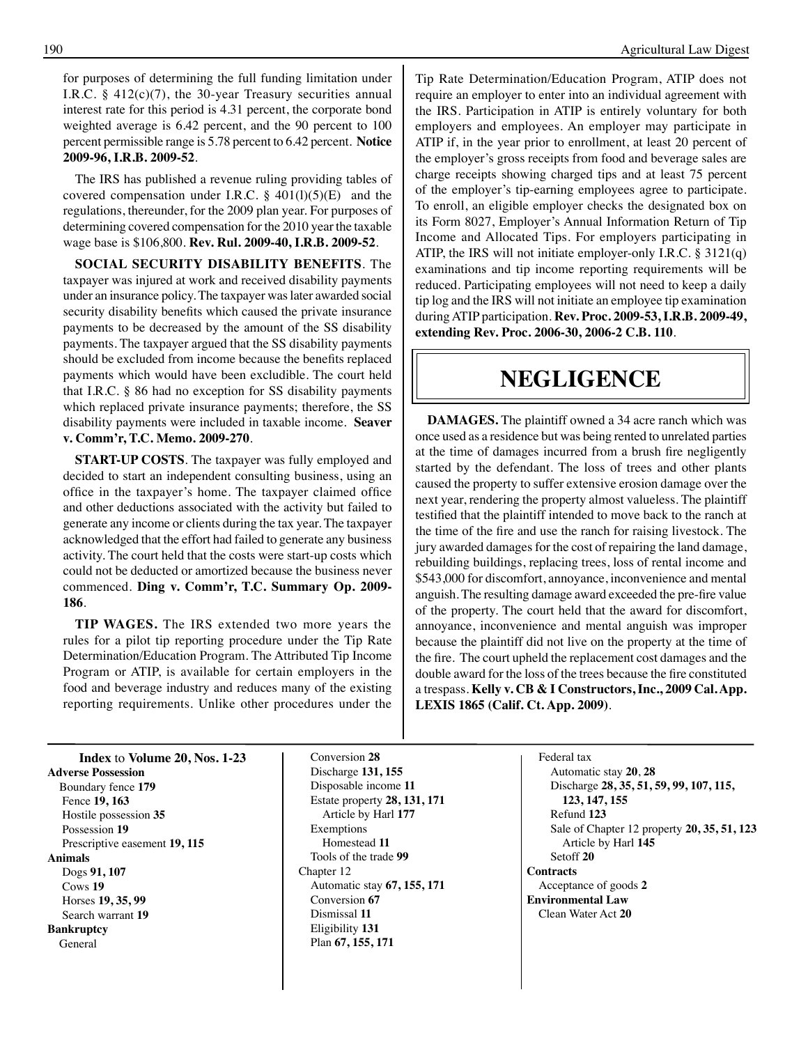for purposes of determining the full funding limitation under I.R.C. § 412(c)(7), the 30-year Treasury securities annual interest rate for this period is 4.31 percent, the corporate bond weighted average is 6.42 percent, and the 90 percent to 100 percent permissible range is 5.78 percent to 6.42 percent. **Notice 2009-96, I.R.B. 2009-52**.

The IRS has published a revenue ruling providing tables of covered compensation under I.R.C. § 401(l)(5)(E) and the regulations, thereunder, for the 2009 plan year. For purposes of determining covered compensation for the 2010 year the taxable wage base is $106,800. **Rev. Rul. 2009-40, I.R.B. 2009-52**.

**SOCIAL SECURITY DISABILITY BENEFITS**. The taxpayer was injured at work and received disability payments under an insurance policy. The taxpayer was later awarded social security disability benefits which caused the private insurance payments to be decreased by the amount of the SS disability payments. The taxpayer argued that the SS disability payments should be excluded from income because the benefits replaced payments which would have been excludible. The court held that I.R.C. § 86 had no exception for SS disability payments which replaced private insurance payments; therefore, the SS disability payments were included in taxable income. **Seaver v. Comm'r, T.C. Memo. 2009-270**.

**START-UP COSTS**. The taxpayer was fully employed and decided to start an independent consulting business, using an office in the taxpayer's home. The taxpayer claimed office and other deductions associated with the activity but failed to generate any income or clients during the tax year. The taxpayer acknowledged that the effort had failed to generate any business activity. The court held that the costs were start-up costs which could not be deducted or amortized because the business never commenced. **Ding v. Comm'r, T.C. Summary Op. 2009-186**.

**TIP WAGES.** The IRS extended two more years the rules for a pilot tip reporting procedure under the Tip Rate Determination/Education Program. The Attributed Tip Income Program or ATIP, is available for certain employers in the food and beverage industry and reduces many of the existing reporting requirements. Unlike other procedures under the Tip Rate Determination/Education Program, ATIP does not require an employer to enter into an individual agreement with the IRS. Participation in ATIP is entirely voluntary for both employers and employees. An employer may participate in ATIP if, in the year prior to enrollment, at least 20 percent of the employer's gross receipts from food and beverage sales are charge receipts showing charged tips and at least 75 percent of the employer's tip-earning employees agree to participate. To enroll, an eligible employer checks the designated box on its Form 8027, Employer's Annual Information Return of Tip Income and Allocated Tips. For employers participating in ATIP, the IRS will not initiate employer-only I.R.C. § 3121(q) examinations and tip income reporting requirements will be reduced. Participating employees will not need to keep a daily tip log and the IRS will not initiate an employee tip examination during ATIP participation. **Rev. Proc. 2009-53, I.R.B. 2009-49, extending Rev. Proc. 2006-30, 2006-2 C.B. 110**.

# NEGLIGENCE

**DAMAGES.** The plaintiff owned a 34 acre ranch which was once used as a residence but was being rented to unrelated parties at the time of damages incurred from a brush fire negligently started by the defendant. The loss of trees and other plants caused the property to suffer extensive erosion damage over the next year, rendering the property almost valueless. The plaintiff testified that the plaintiff intended to move back to the ranch at the time of the fire and use the ranch for raising livestock. The jury awarded damages for the cost of repairing the land damage, rebuilding buildings, replacing trees, loss of rental income and $543,000 for discomfort, annoyance, inconvenience and mental anguish. The resulting damage award exceeded the pre-fire value of the property. The court held that the award for discomfort, annoyance, inconvenience and mental anguish was improper because the plaintiff did not live on the property at the time of the fire. The court upheld the replacement cost damages and the double award for the loss of the trees because the fire constituted a trespass. **Kelly v. CB & I Constructors, Inc., 2009 Cal. App. LEXIS 1865 (Calif. Ct. App. 2009)**.

**Index** to **Volume 20, Nos. 1-23**

**Adverse Possession**
- Boundary fence **179**
- Fence **19, 163**
- Hostile possession **35**
- Possession **19**
- Prescriptive easement **19, 115**

**Animals**
- Dogs **91, 107**
- Cows **19**
- Horses **19, 35, 99**
- Search warrant **19**

**Bankruptcy**
- General
  - Conversion **28**
  - Discharge **131, 155**
  - Disposable income **11**
  - Estate property **28, 131, 171**
    - Article by Harl **177**
  - Exemptions
    - Homestead **11**
  - Tools of the trade **99**
- Chapter 12
  - Automatic stay **67, 155, 171**
  - Conversion **67**
  - Dismissal **11**
  - Eligibility **131**
  - Plan **67, 155, 171**
- Federal tax
  - Automatic stay **20**, **28**
  - Discharge **28, 35, 51, 59, 99, 107, 115, 123, 147, 155**
  - Refund **123**
  - Sale of Chapter 12 property **20, 35, 51, 123**
    - Article by Harl **145**
  - Setoff **20**

**Contracts**
- Acceptance of goods **2**

**Environmental Law**
- Clean Water Act **20**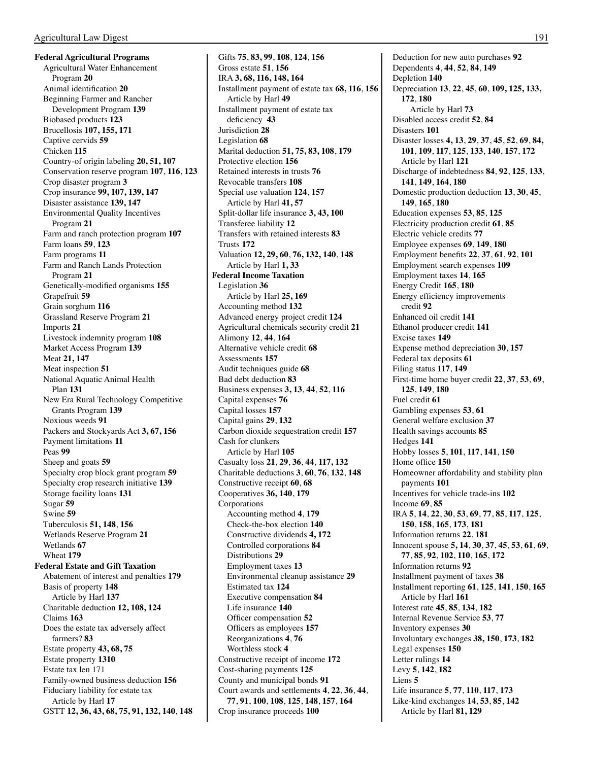**Federal Agricultural Programs**

- Agricultural Water Enhancement Program **20**
- Animal identification **20**
- Beginning Farmer and Rancher Development Program **139**
- Biobased products **123**
- Brucellosis **107, 155, 171**
- Captive cervids **59**
- Chicken **115**
- Country-of origin labeling **20, 51, 107**
- Conservation reserve program **107**, **116**, **123**
- Crop disaster program **3**
- Crop insurance **99, 107, 139, 147**
- Disaster assistance **139, 147**
- Environmental Quality Incentives Program **21**
- Farm and ranch protection program **107**
- Farm loans **59**, **123**
- Farm programs **11**
- Farm and Ranch Lands Protection Program **21**
- Genetically-modified organisms **155**
- Grapefruit **59**
- Grain sorghum **116**
- Grassland Reserve Program **21**
- Imports **21**
- Livestock indemnity program **108**
- Market Access Program **139**
- Meat **21, 147**
- Meat inspection **51**
- National Aquatic Animal Health Plan **131**
- New Era Rural Technology Competitive Grants Program **139**
- Noxious weeds **91**
- Packers and Stockyards Act **3, 67, 156**
- Payment limitations **11**
- Peas **99**
- Sheep and goats **59**
- Specialty crop block grant program **59**
- Specialty crop research initiative **139**
- Storage facility loans **131**
- Sugar **59**
- Swine **59**
- Tuberculosis **51, 148**, **156**
- Wetlands Reserve Program **21**
- Wetlands **67**
- Wheat **179**

**Federal Estate and Gift Taxation**

- Abatement of interest and penalties **179**
- Basis of property **148**
  - Article by Harl **137**
- Charitable deduction **12, 108, 124**
- Claims **163**
- Does the estate tax adversely affect farmers? **83**
- Estate property **43, 68, 75**
- Estate property **1310**
- Estate tax len 171
- Family-owned business deduction **156**
- Fiduciary liability for estate tax
  - Article by Harl **17**
- GSTT **12, 36, 43, 68, 75, 91, 132, 140**, **148**
- Gifts **75**, **83, 99**, **108**, **124**, **156**
- Gross estate **51**, **156**
- IRA **3, 68, 116, 148, 164**
- Installment payment of estate tax **68, 116**, **156**
  - Article by Harl **49**
- Installment payment of estate tax deficiency **43**
- Jurisdiction **28**
- Legislation **68**
- Marital deduction **51, 75, 83, 108**, **179**
- Protective election **156**
- Retained interests in trusts **76**
- Revocable transfers **108**
- Special use valuation **124**, **157**
  - Article by Harl **41, 57**
- Split-dollar life insurance **3, 43, 100**
- Transferee liability **12**
- Transfers with retained interests **83**
- Trusts **172**
- Valuation **12, 29, 60, 76, 132, 140**, **148**
  - Article by Harl **1, 33**

**Federal Income Taxation**

- Legislation **36**
  - Article by Harl **25, 169**
- Accounting method **132**
- Advanced energy project credit **124**
- Agricultural chemicals security credit **21**
- Alimony **12**, **44**, **164**
- Alternative vehicle credit **68**
- Assessments **157**
- Audit techniques guide **68**
- Bad debt deduction **83**
- Business expenses **3, 13**, **44**, **52**, **116**
- Capital expenses **76**
- Capital losses **157**
- Capital gains **29**, **132**
- Carbon dioxide sequestration credit **157**
- Cash for clunkers
  - Article by Harl **105**
- Casualty loss **21**, **29**, **36**, **44**, **117, 132**
- Charitable deductions **3**, **60**, **76**, **132**, **148**
- Constructive receipt **60**, **68**
- Cooperatives **36, 140**, **179**
- Corporations
  - Accounting method **4**, **179**
  - Check-the-box election **140**
  - Constructive dividends **4, 172**
  - Controlled corporations **84**
  - Distributions **29**
  - Employment taxes **13**
  - Environmental cleanup assistance **29**
  - Estimated tax **124**
  - Executive compensation **84**
  - Life insurance **140**
  - Officer compensation **52**
  - Officers as employees **157**
  - Reorganizations **4**, **76**
  - Worthless stock **4**
- Constructive receipt of income **172**
- Cost-sharing payments **125**
- County and municipal bonds **91**
- Court awards and settlements **4**, **22**, **36**, **44**, **77**, **91**, **100**, **108**, **125**, **148**, **157**, **164**
- Crop insurance proceeds **100**
- Deduction for new auto purchases **92**
- Dependents **4**, **44**, **52**, **84**, **149**
- Depletion **140**
- Depreciation **13**, **22**, **45**, **60**, **109**, **125**, **133**, **172**, **180**
  - Article by Harl **73**
- Disabled access credit **52**, **84**
- Disasters **101**
- Disaster losses **4**, **13**, **29**, **37**, **45**, **52**, **69**, **84**, **101**, **109**, **117**, **125**, **133**, **140**, **157**, **172**
  - Article by Harl **121**
- Discharge of indebtedness **84**, **92**, **125**, **133**, **141**, **149**, **164**, **180**
- Domestic production deduction **13**, **30**, **45**, **149**, **165**, **180**
- Education expenses **53**, **85**, **125**
- Electricity production credit **61**, **85**
- Electric vehicle credits **77**
- Employee expenses **69**, **149**, **180**
- Employment benefits **22**, **37**, **61**, **92**, **101**
- Employment search expenses **109**
- Employment taxes **14**, **165**
- Energy Credit **165**, **180**
- Energy efficiency improvements credit **92**
- Enhanced oil credit **141**
- Ethanol producer credit **141**
- Excise taxes **149**
- Expense method depreciation **30**, **157**
- Federal tax deposits **61**
- Filing status **117**, **149**
- First-time home buyer credit **22**, **37**, **53**, **69**, **125**, **149**, **180**
- Fuel credit **61**
- Gambling expenses **53**, **61**
- General welfare exclusion **37**
- Health savings accounts **85**
- Hedges **141**
- Hobby losses **5**, **101**, **117**, **141**, **150**
- Home office **150**
- Homeowner affordability and stability plan payments **101**
- Incentives for vehicle trade-ins **102**
- Income **69**, **85**
- IRA **5**, **14**, **22**, **30**, **53**, **69**, **77**, **85**, **117**, **125**, **150**, **158**, **165**, **173**, **181**
- Information returns **22**, **181**
- Innocent spouse **5**, **14**, **30**, **37**, **45**, **53**, **61**, **69**, **77**, **85**, **92**, **102**, **110**, **165**, **172**
- Information returns **92**
- Installment payment of taxes **38**
- Installment reporting **61**, **125**, **141**, **150**, **165**
  - Article by Harl **161**
- Interest rate **45**, **85**, **134**, **182**
- Internal Revenue Service **53**, **77**
- Inventory expenses **30**
- Involuntary exchanges **38, 150**, **173**, **182**
- Legal expenses **150**
- Letter rulings **14**
- Levy **5**, **142**, **182**
- Liens **5**
- Life insurance **5**, **77**, **110**, **117**, **173**
- Like-kind exchanges **14**, **53**, **85**, **142**
  - Article by Harl **81, 129**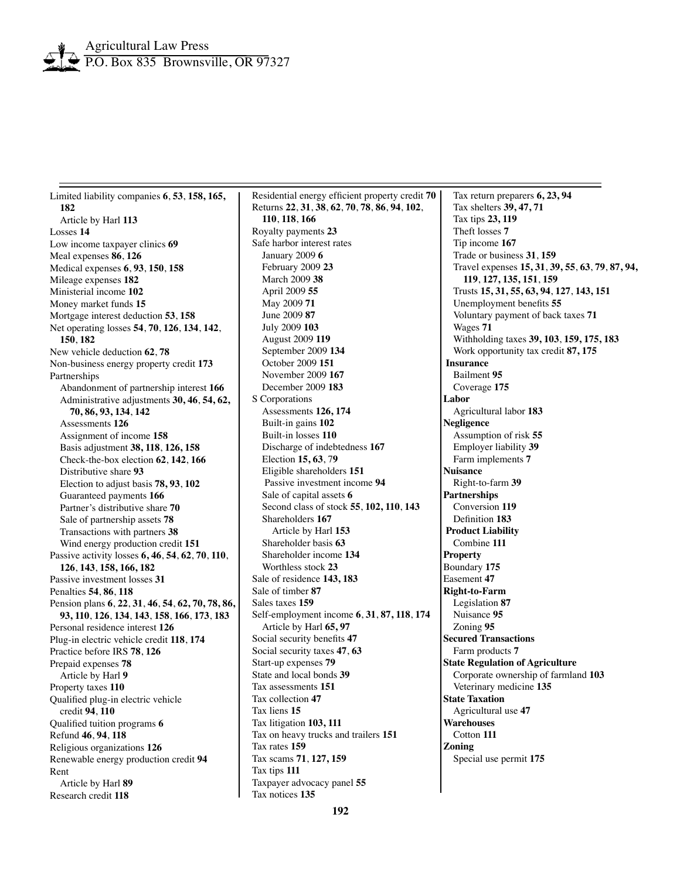Limited liability companies **6**, **53**, **158, 165, 182**
  Article by Harl **113**
Losses **14**
Low income taxpayer clinics **69**
Meal expenses **86**, **126**
Medical expenses **6**, **93**, **150**, **158**
Mileage expenses **182**
Ministerial income **102**
Money market funds **15**
Mortgage interest deduction **53**, **158**
Net operating losses **54**, **70**, **126**, **134**, **142**, **150**, **182**
New vehicle deduction **62**, **78**
Non-business energy property credit **173**
Partnerships
  Abandonment of partnership interest **166**
  Administrative adjustments **30, 46**, **54, 62, 70, 86, 93, 134**, **142**
  Assessments **126**
  Assignment of income **158**
  Basis adjustment **38, 118**, **126, 158**
  Check-the-box election **62**, **142**, **166**
  Distributive share **93**
  Election to adjust basis **78, 93**, **102**
  Guaranteed payments **166**
  Partner's distributive share **70**
  Sale of partnership assets **78**
  Transactions with partners **38**
  Wind energy production credit **151**
Passive activity losses **6, 46**, **54**, **62**, **70**, **110**, **126**, **143**, **158, 166, 182**
Passive investment losses **31**
Penalties **54**, **86**, **118**
Pension plans **6**, **22**, **31**, **46**, **54**, **62**, **70, 78, 86, 93, 110**, **126**, **134**, **143**, **158**, **166**, **173**, **183**
Personal residence interest **126**
Plug-in electric vehicle credit **118**, **174**
Practice before IRS **78**, **126**
Prepaid expenses **78**
  Article by Harl **9**
Property taxes **110**
Qualified plug-in electric vehicle credit **94**, **110**
Qualified tuition programs **6**
Refund **46**, **94**, **118**
Religious organizations **126**
Renewable energy production credit **94**
Rent
  Article by Harl **89**
Research credit **118**
Residential energy efficient property credit **70**
Returns **22**, **31**, **38**, **62**, **70**, **78**, **86**, **94**, **102**, **110**, **118**, **166**
Royalty payments **23**
Safe harbor interest rates
  January 2009 **6**
  February 2009 **23**
  March 2009 **38**
  April 2009 **55**
  May 2009 **71**
  June 2009 **87**
  July 2009 **103**
  August 2009 **119**
  September 2009 **134**
  October 2009 **151**
  November 2009 **167**
  December 2009 **183**
S Corporations
  Assessments **126, 174**
  Built-in gains **102**
  Built-in losses **110**
  Discharge of indebtedness **167**
  Election **15, 63**, **79**
  Eligible shareholders **151**
  Passive investment income **94**
  Sale of capital assets **6**
  Second class of stock **55**, **102, 110**, **143**
  Shareholders **167**
    Article by Harl **153**
  Shareholder basis **63**
  Shareholder income **134**
  Worthless stock **23**
Sale of residence **143, 183**
Sale of timber **87**
Sales taxes **159**
Self-employment income **6**, **31**, **87**, **118**, **174**
  Article by Harl **65, 97**
Social security benefits **47**
Social security taxes **47**, **63**
Start-up expenses **79**
State and local bonds **39**
Tax assessments **151**
Tax collection **47**
Tax liens **15**
Tax litigation **103, 111**
Tax on heavy trucks and trailers **151**
Tax rates **159**
Tax scams **71**, **127, 159**
Tax tips **111**
Taxpayer advocacy panel **55**
Tax notices **135**
Tax return preparers **6, 23, 94**
Tax shelters **39, 47, 71**
Tax tips **23, 119**
Theft losses **7**
Tip income **167**
Trade or business **31**, **159**
Travel expenses **15, 31**, **39, 55**, **63**, **79**, **87, 94, 119**, **127, 135, 151**, **159**
Trusts **15, 31, 55, 63, 94**, **127**, **143, 151**
Unemployment benefits **55**
Voluntary payment of back taxes **71**
Wages **71**
Withholding taxes **39, 103**, **159, 175, 183**
Work opportunity tax credit **87, 175**

**Insurance**
  Bailment **95**
  Coverage **175**

**Labor**
  Agricultural labor **183**

**Negligence**
  Assumption of risk **55**
  Employer liability **39**
  Farm implements **7**

**Nuisance**
  Right-to-farm **39**

**Partnerships**
  Conversion **119**
  Definition **183**

**Product Liability**
  Combine **111**

**Property**
Boundary **175**
Easement **47**

**Right-to-Farm**
  Legislation **87**
  Nuisance **95**
  Zoning **95**

**Secured Transactions**
  Farm products **7**

**State Regulation of Agriculture**
  Corporate ownership of farmland **103**
  Veterinary medicine **135**

**State Taxation**
  Agricultural use **47**

**Warehouses**
  Cotton **111**

**Zoning**
  Special use permit **175**